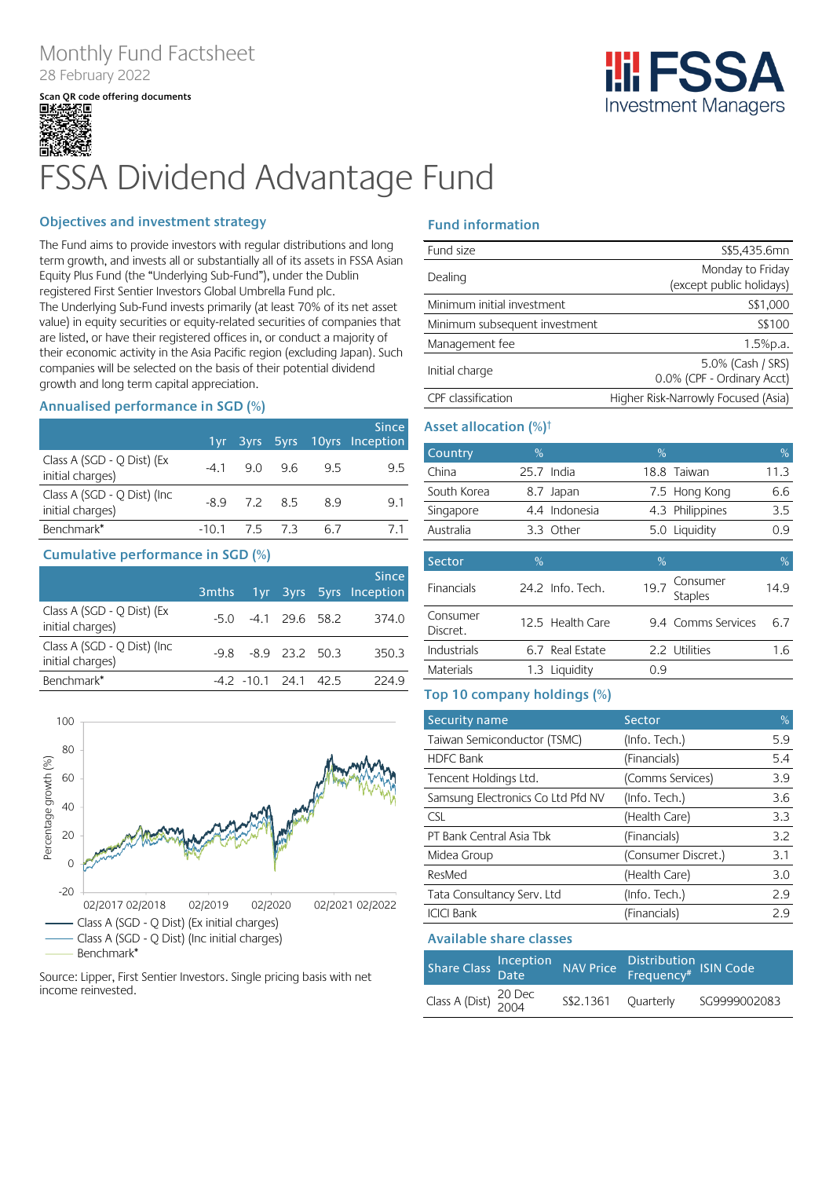Monthly Fund Factsheet
28 February 2022

Scan QR code offering documents

FSSA Investment Managers

# FSSA Dividend Advantage Fund

## Objectives and investment strategy

The Fund aims to provide investors with regular distributions and long term growth, and invests all or substantially all of its assets in FSSA Asian Equity Plus Fund (the "Underlying Sub-Fund"), under the Dublin registered First Sentier Investors Global Umbrella Fund plc.
The Underlying Sub-Fund invests primarily (at least 70% of its net asset value) in equity securities or equity-related securities of companies that are listed, or have their registered offices in, or conduct a majority of their economic activity in the Asia Pacific region (excluding Japan). Such companies will be selected on the basis of their potential dividend growth and long term capital appreciation.

## Annualised performance in SGD (%)

| | 1yr | 3yrs | 5yrs | 10yrs | Since Inception |
|---|---|---|---|---|---|
| Class A (SGD - Q Dist) (Ex initial charges) | -4.1 | 9.0 | 9.6 | 9.5 | 9.5 |
| Class A (SGD - Q Dist) (Inc initial charges) | -8.9 | 7.2 | 8.5 | 8.9 | 9.1 |
| Benchmark* | -10.1 | 7.5 | 7.3 | 6.7 | 7.1 |

## Cumulative performance in SGD (%)

| | 3mths | 1yr | 3yrs | 5yrs | Since Inception |
|---|---|---|---|---|---|
| Class A (SGD - Q Dist) (Ex initial charges) | -5.0 | -4.1 | 29.6 | 58.2 | 374.0 |
| Class A (SGD - Q Dist) (Inc initial charges) | -9.8 | -8.9 | 23.2 | 50.3 | 350.3 |
| Benchmark* | -4.2 | -10.1 | 24.1 | 42.5 | 224.9 |

Class A (SGD - Q Dist) (Ex initial charges)
Class A (SGD - Q Dist) (Inc initial charges)
Benchmark*

Source: Lipper, First Sentier Investors. Single pricing basis with net income reinvested.

## Fund information

| | |
|---|---|
| Fund size | S$5,435.6mn |
| Dealing | Monday to Friday (except public holidays) |
| Minimum initial investment | S$1,000 |
| Minimum subsequent investment | S$100 |
| Management fee | 1.5%p.a. |
| Initial charge | 5.0% (Cash / SRS) 0.0% (CPF - Ordinary Acct) |
| CPF classification | Higher Risk-Narrowly Focused (Asia) |

## Asset allocation (%)†

| Country | % | | % | | % |
|---|---|---|---|---|---|
| China | 25.7 | India | 18.8 | Taiwan | 11.3 |
| South Korea | 8.7 | Japan | 7.5 | Hong Kong | 6.6 |
| Singapore | 4.4 | Indonesia | 4.3 | Philippines | 3.5 |
| Australia | 3.3 | Other | 5.0 | Liquidity | 0.9 |

| Sector | % | | % | | % |
|---|---|---|---|---|---|
| Financials | 24.2 | Info. Tech. | 19.7 | Consumer Staples | 14.9 |
| Consumer Discret. | 12.5 | Health Care | 9.4 | Comms Services | 6.7 |
| Industrials | 6.7 | Real Estate | 2.2 | Utilities | 1.6 |
| Materials | 1.3 | Liquidity | 0.9 | | |

## Top 10 company holdings (%)

| Security name | Sector | % |
|---|---|---|
| Taiwan Semiconductor (TSMC) | (Info. Tech.) | 5.9 |
| HDFC Bank | (Financials) | 5.4 |
| Tencent Holdings Ltd. | (Comms Services) | 3.9 |
| Samsung Electronics Co Ltd Pfd NV | (Info. Tech.) | 3.6 |
| CSL | (Health Care) | 3.3 |
| PT Bank Central Asia Tbk | (Financials) | 3.2 |
| Midea Group | (Consumer Discret.) | 3.1 |
| ResMed | (Health Care) | 3.0 |
| Tata Consultancy Serv. Ltd | (Info. Tech.) | 2.9 |
| ICICI Bank | (Financials) | 2.9 |

## Available share classes

| Share Class | Inception Date | NAV Price | Distribution Frequency# | ISIN Code |
|---|---|---|---|---|
| Class A (Dist) | 20 Dec 2004 | S$2.1361 | Quarterly | SG9999002083 |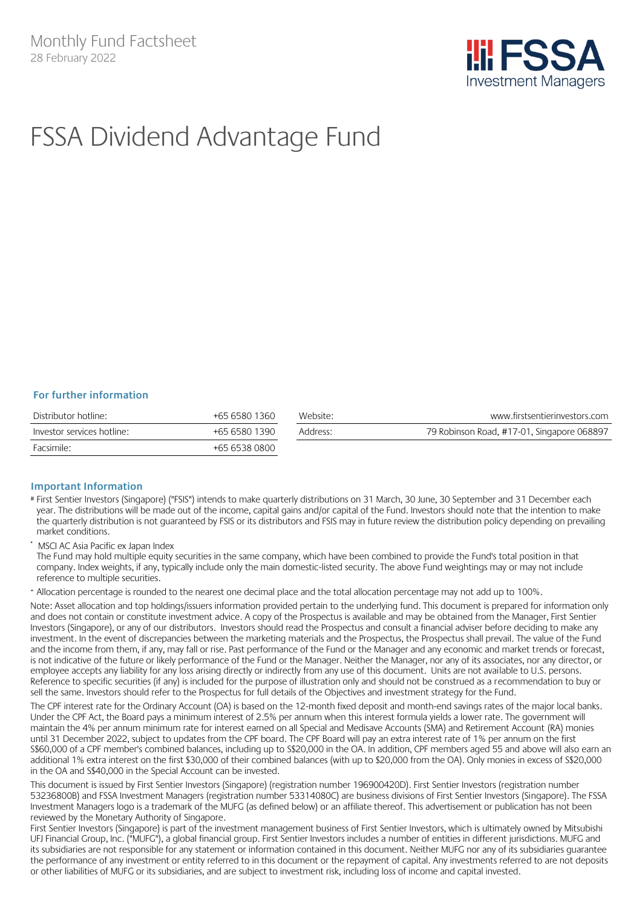Monthly Fund Factsheet
28 February 2022

# FSSA Dividend Advantage Fund

### For further information

| Distributor hotline: | +65 6580 1360 | Website: | www.firstsentierinvestors.com |
|---|---|---|---|
| Investor services hotline: | +65 6580 1390 | Address: | 79 Robinson Road, #17-01, Singapore 068897 |
| Facsimile: | +65 6538 0800 | | |

### Important Information

# First Sentier Investors (Singapore) ("FSIS") intends to make quarterly distributions on 31 March, 30 June, 30 September and 31 December each year. The distributions will be made out of the income, capital gains and/or capital of the Fund. Investors should note that the intention to make the quarterly distribution is not guaranteed by FSIS or its distributors and FSIS may in future review the distribution policy depending on prevailing market conditions.

* MSCI AC Asia Pacific ex Japan Index
The Fund may hold multiple equity securities in the same company, which have been combined to provide the Fund's total position in that company. Index weights, if any, typically include only the main domestic-listed security. The above Fund weightings may or may not include reference to multiple securities.

+ Allocation percentage is rounded to the nearest one decimal place and the total allocation percentage may not add up to 100%.

Note: Asset allocation and top holdings/issuers information provided pertain to the underlying fund. This document is prepared for information only and does not contain or constitute investment advice. A copy of the Prospectus is available and may be obtained from the Manager, First Sentier Investors (Singapore), or any of our distributors. Investors should read the Prospectus and consult a financial adviser before deciding to make any investment. In the event of discrepancies between the marketing materials and the Prospectus, the Prospectus shall prevail. The value of the Fund and the income from them, if any, may fall or rise. Past performance of the Fund or the Manager and any economic and market trends or forecast, is not indicative of the future or likely performance of the Fund or the Manager. Neither the Manager, nor any of its associates, nor any director, or employee accepts any liability for any loss arising directly or indirectly from any use of this document. Units are not available to U.S. persons. Reference to specific securities (if any) is included for the purpose of illustration only and should not be construed as a recommendation to buy or sell the same. Investors should refer to the Prospectus for full details of the Objectives and investment strategy for the Fund.

The CPF interest rate for the Ordinary Account (OA) is based on the 12-month fixed deposit and month-end savings rates of the major local banks. Under the CPF Act, the Board pays a minimum interest of 2.5% per annum when this interest formula yields a lower rate. The government will maintain the 4% per annum minimum rate for interest earned on all Special and Medisave Accounts (SMA) and Retirement Account (RA) monies until 31 December 2022, subject to updates from the CPF board. The CPF Board will pay an extra interest rate of 1% per annum on the first S$60,000 of a CPF member's combined balances, including up to S$20,000 in the OA. In addition, CPF members aged 55 and above will also earn an additional 1% extra interest on the first $30,000 of their combined balances (with up to $20,000 from the OA). Only monies in excess of S$20,000 in the OA and S$40,000 in the Special Account can be invested.

This document is issued by First Sentier Investors (Singapore) (registration number 196900420D). First Sentier Investors (registration number 53236800B) and FSSA Investment Managers (registration number 53314080C) are business divisions of First Sentier Investors (Singapore). The FSSA Investment Managers logo is a trademark of the MUFG (as defined below) or an affiliate thereof. This advertisement or publication has not been reviewed by the Monetary Authority of Singapore.
First Sentier Investors (Singapore) is part of the investment management business of First Sentier Investors, which is ultimately owned by Mitsubishi UFJ Financial Group, Inc. ("MUFG"), a global financial group. First Sentier Investors includes a number of entities in different jurisdictions. MUFG and its subsidiaries are not responsible for any statement or information contained in this document. Neither MUFG nor any of its subsidiaries guarantee the performance of any investment or entity referred to in this document or the repayment of capital. Any investments referred to are not deposits or other liabilities of MUFG or its subsidiaries, and are subject to investment risk, including loss of income and capital invested.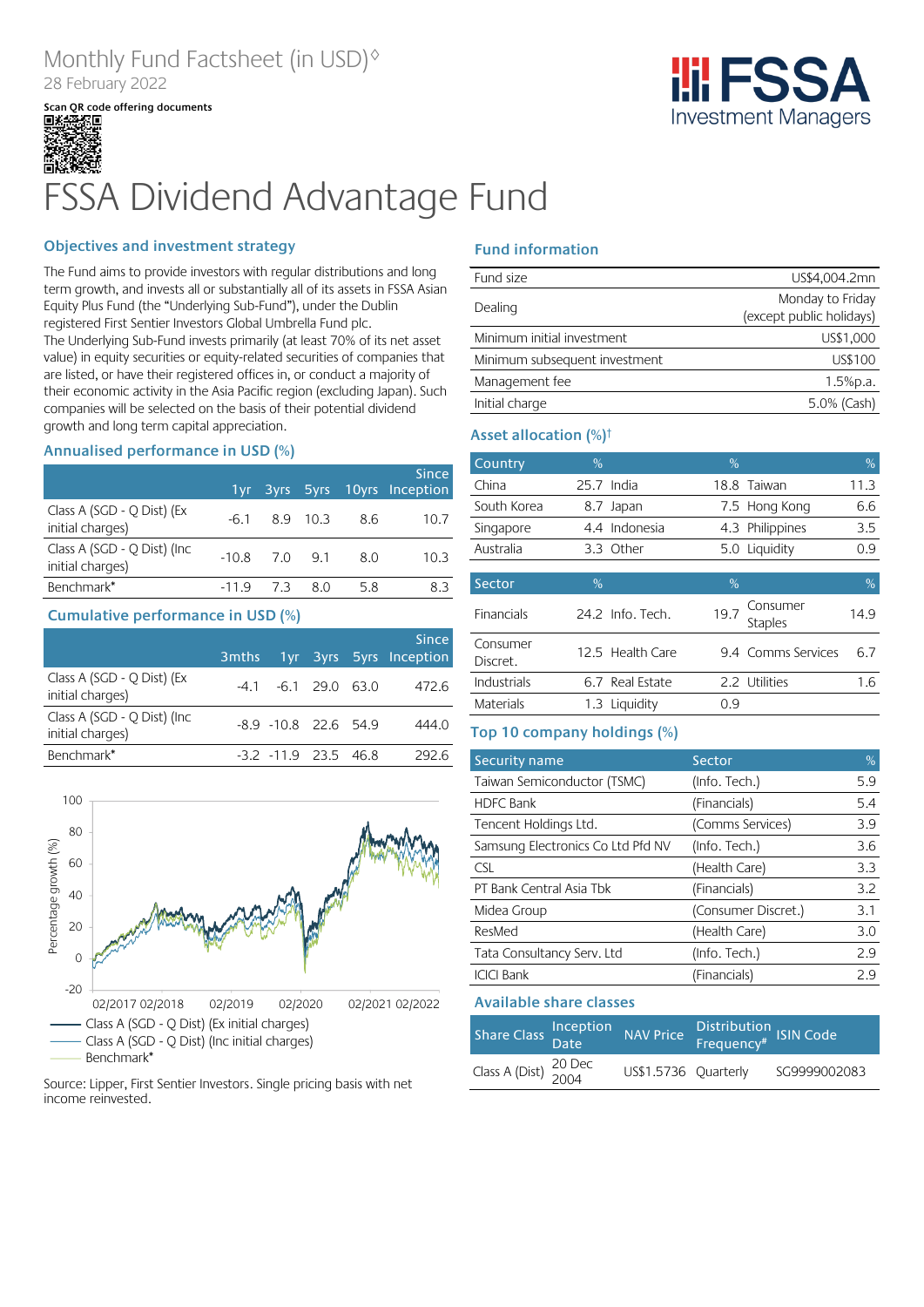Monthly Fund Factsheet (in USD)◊

28 February 2022

Scan QR code offering documents

# FSSA Dividend Advantage Fund

## Objectives and investment strategy

The Fund aims to provide investors with regular distributions and long term growth, and invests all or substantially all of its assets in FSSA Asian Equity Plus Fund (the "Underlying Sub-Fund"), under the Dublin registered First Sentier Investors Global Umbrella Fund plc.

The Underlying Sub-Fund invests primarily (at least 70% of its net asset value) in equity securities or equity-related securities of companies that are listed, or have their registered offices in, or conduct a majority of their economic activity in the Asia Pacific region (excluding Japan). Such companies will be selected on the basis of their potential dividend growth and long term capital appreciation.

## Annualised performance in USD (%)

| | 1yr | 3yrs | 5yrs | 10yrs | Since Inception |
|---|---|---|---|---|---|
| Class A (SGD - Q Dist) (Ex initial charges) | -6.1 | 8.9 | 10.3 | 8.6 | 10.7 |
| Class A (SGD - Q Dist) (Inc initial charges) | -10.8 | 7.0 | 9.1 | 8.0 | 10.3 |
| Benchmark* | -11.9 | 7.3 | 8.0 | 5.8 | 8.3 |

## Cumulative performance in USD (%)

| | 3mths | 1yr | 3yrs | 5yrs | Since Inception |
|---|---|---|---|---|---|
| Class A (SGD - Q Dist) (Ex initial charges) | -4.1 | -6.1 | 29.0 | 63.0 | 472.6 |
| Class A (SGD - Q Dist) (Inc initial charges) | -8.9 | -10.8 | 22.6 | 54.9 | 444.0 |
| Benchmark* | -3.2 | -11.9 | 23.5 | 46.8 | 292.6 |

Percentage growth (%)

02/2017 02/2018 02/2019 02/2020 02/2021 02/2022

- Class A (SGD - Q Dist) (Ex initial charges)
- Class A (SGD - Q Dist) (Inc initial charges)
- Benchmark*

Source: Lipper, First Sentier Investors. Single pricing basis with net income reinvested.

## Fund information

| | |
|---|---|
| Fund size | US$4,004.2mn |
| Dealing | Monday to Friday (except public holidays) |
| Minimum initial investment | US$1,000 |
| Minimum subsequent investment | US$100 |
| Management fee | 1.5%p.a. |
| Initial charge | 5.0% (Cash) |

## Asset allocation (%)†

| Country | % | | % | | % |
|---|---|---|---|---|---|
| China | 25.7 | India | 18.8 | Taiwan | 11.3 |
| South Korea | 8.7 | Japan | 7.5 | Hong Kong | 6.6 |
| Singapore | 4.4 | Indonesia | 4.3 | Philippines | 3.5 |
| Australia | 3.3 | Other | 5.0 | Liquidity | 0.9 |

| Sector | % | | % | | % |
|---|---|---|---|---|---|
| Financials | 24.2 | Info. Tech. | 19.7 | Consumer Staples | 14.9 |
| Consumer Discret. | 12.5 | Health Care | 9.4 | Comms Services | 6.7 |
| Industrials | 6.7 | Real Estate | 2.2 | Utilities | 1.6 |
| Materials | 1.3 | Liquidity | 0.9 | | |

## Top 10 company holdings (%)

| Security name | Sector | % |
|---|---|---|
| Taiwan Semiconductor (TSMC) | (Info. Tech.) | 5.9 |
| HDFC Bank | (Financials) | 5.4 |
| Tencent Holdings Ltd. | (Comms Services) | 3.9 |
| Samsung Electronics Co Ltd Pfd NV | (Info. Tech.) | 3.6 |
| CSL | (Health Care) | 3.3 |
| PT Bank Central Asia Tbk | (Financials) | 3.2 |
| Midea Group | (Consumer Discret.) | 3.1 |
| ResMed | (Health Care) | 3.0 |
| Tata Consultancy Serv. Ltd | (Info. Tech.) | 2.9 |
| ICICI Bank | (Financials) | 2.9 |

## Available share classes

| Share Class | Inception Date | NAV Price | Distribution Frequency# | ISIN Code |
|---|---|---|---|---|
| Class A (Dist) | 20 Dec 2004 | US$1.5736 | Quarterly | SG9999002083 |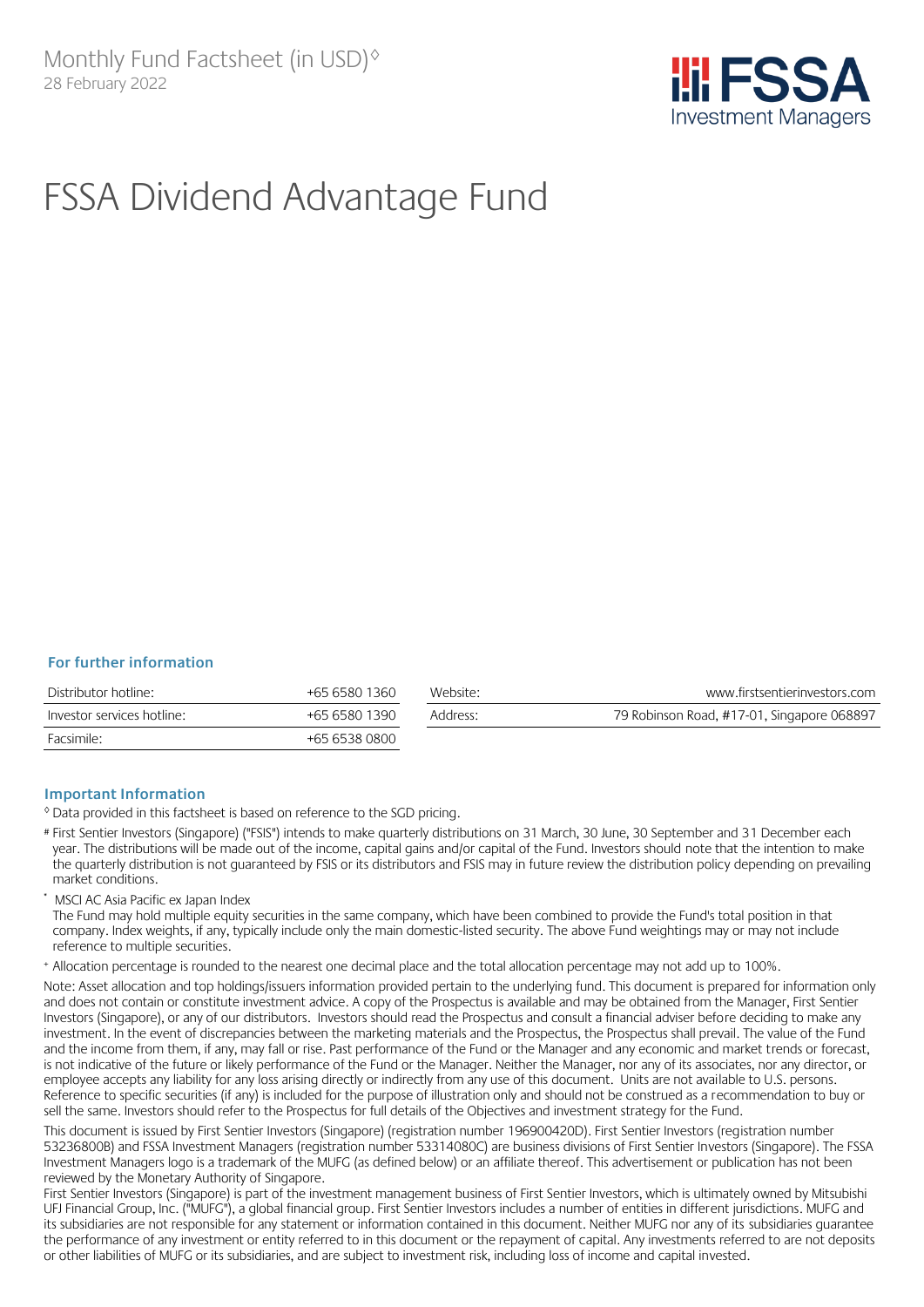Monthly Fund Factsheet (in USD)◊
28 February 2022

FSSA Investment Managers

# FSSA Dividend Advantage Fund

### For further information

| | | | |
|---|---|---|---|
| Distributor hotline: | +65 6580 1360 | Website: | www.firstsentierinvestors.com |
| Investor services hotline: | +65 6580 1390 | Address: | 79 Robinson Road, #17-01, Singapore 068897 |
| Facsimile: | +65 6538 0800 | | |

### Important Information

◊ Data provided in this factsheet is based on reference to the SGD pricing.

\# First Sentier Investors (Singapore) ("FSIS") intends to make quarterly distributions on 31 March, 30 June, 30 September and 31 December each year. The distributions will be made out of the income, capital gains and/or capital of the Fund. Investors should note that the intention to make the quarterly distribution is not guaranteed by FSIS or its distributors and FSIS may in future review the distribution policy depending on prevailing market conditions.

\* MSCI AC Asia Pacific ex Japan Index
The Fund may hold multiple equity securities in the same company, which have been combined to provide the Fund's total position in that company. Index weights, if any, typically include only the main domestic-listed security. The above Fund weightings may or may not include reference to multiple securities.

\+ Allocation percentage is rounded to the nearest one decimal place and the total allocation percentage may not add up to 100%.

Note: Asset allocation and top holdings/issuers information provided pertain to the underlying fund. This document is prepared for information only and does not contain or constitute investment advice. A copy of the Prospectus is available and may be obtained from the Manager, First Sentier Investors (Singapore), or any of our distributors. Investors should read the Prospectus and consult a financial adviser before deciding to make any investment. In the event of discrepancies between the marketing materials and the Prospectus, the Prospectus shall prevail. The value of the Fund and the income from them, if any, may fall or rise. Past performance of the Fund or the Manager and any economic and market trends or forecast, is not indicative of the future or likely performance of the Fund or the Manager. Neither the Manager, nor any of its associates, nor any director, or employee accepts any liability for any loss arising directly or indirectly from any use of this document. Units are not available to U.S. persons. Reference to specific securities (if any) is included for the purpose of illustration only and should not be construed as a recommendation to buy or sell the same. Investors should refer to the Prospectus for full details of the Objectives and investment strategy for the Fund.

This document is issued by First Sentier Investors (Singapore) (registration number 196900420D). First Sentier Investors (registration number 53236800B) and FSSA Investment Managers (registration number 53314080C) are business divisions of First Sentier Investors (Singapore). The FSSA Investment Managers logo is a trademark of the MUFG (as defined below) or an affiliate thereof. This advertisement or publication has not been reviewed by the Monetary Authority of Singapore.

First Sentier Investors (Singapore) is part of the investment management business of First Sentier Investors, which is ultimately owned by Mitsubishi UFJ Financial Group, Inc. ("MUFG"), a global financial group. First Sentier Investors includes a number of entities in different jurisdictions. MUFG and its subsidiaries are not responsible for any statement or information contained in this document. Neither MUFG nor any of its subsidiaries guarantee the performance of any investment or entity referred to in this document or the repayment of capital. Any investments referred to are not deposits or other liabilities of MUFG or its subsidiaries, and are subject to investment risk, including loss of income and capital invested.